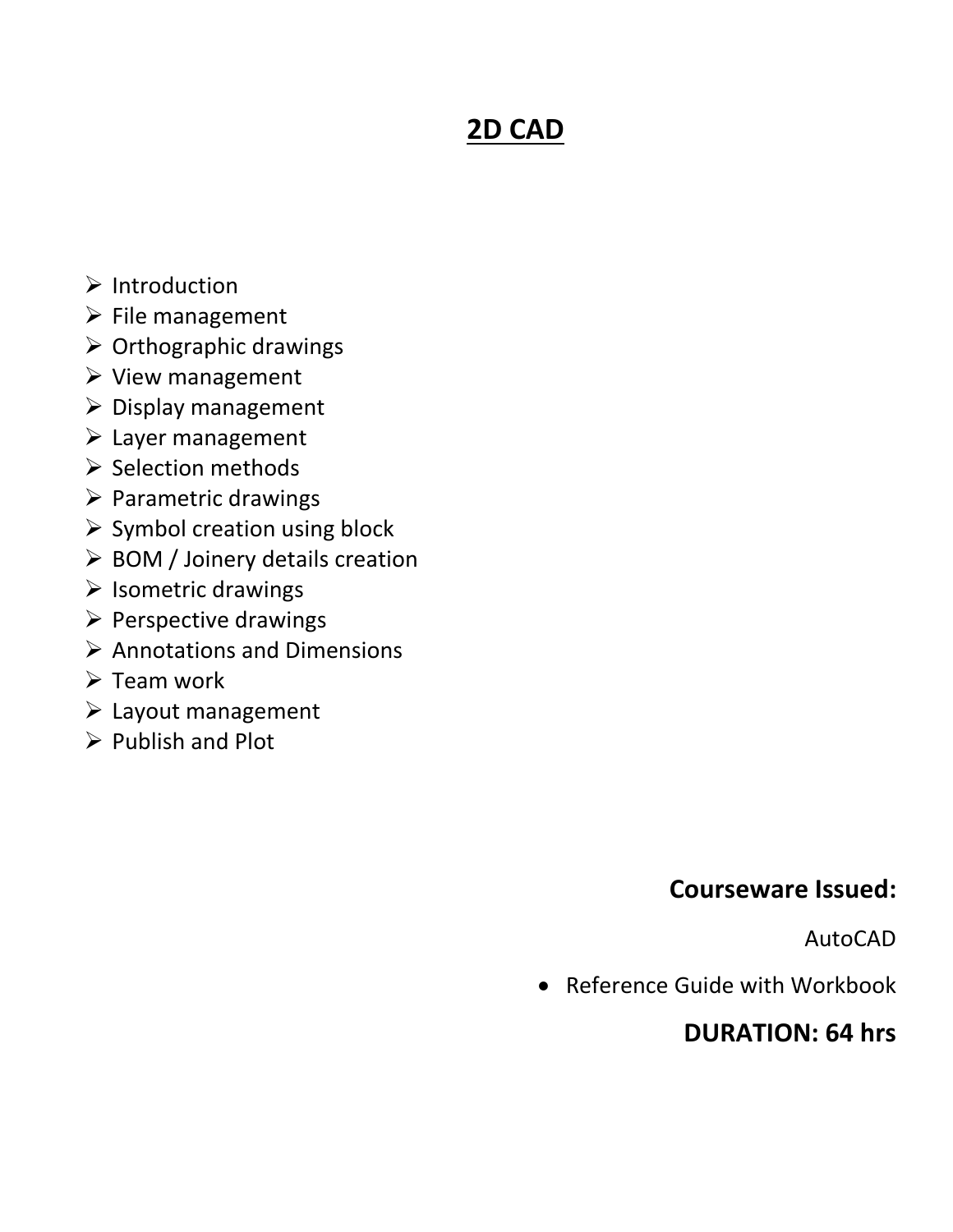# 2D CAD

- Introduction
- File management
- Orthographic drawings
- View management
- Display management
- Layer management
- Selection methods
- Parametric drawings
- Symbol creation using block
- BOM / Joinery details creation
- Isometric drawings
- Perspective drawings
- Annotations and Dimensions
- Team work
- Layout management
- Publish and Plot

**Courseware Issued:**

AutoCAD

- Reference Guide with Workbook

**DURATION: 64 hrs**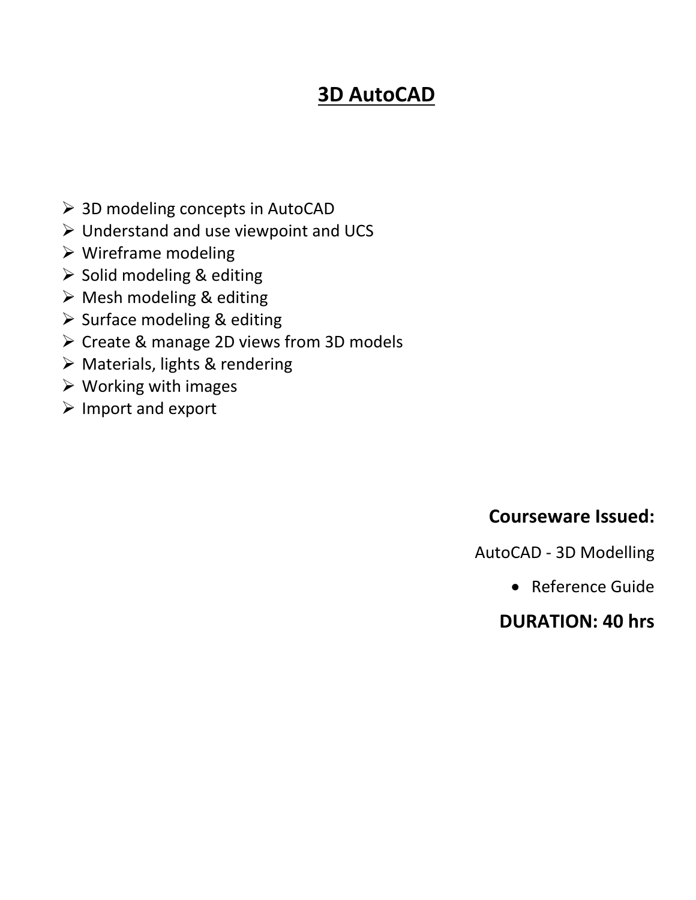# 3D AutoCAD

- 3D modeling concepts in AutoCAD
- Understand and use viewpoint and UCS
- Wireframe modeling
- Solid modeling & editing
- Mesh modeling & editing
- Surface modeling & editing
- Create & manage 2D views from 3D models
- Materials, lights & rendering
- Working with images
- Import and export

**Courseware Issued:**

AutoCAD - 3D Modelling

- Reference Guide

**DURATION: 40 hrs**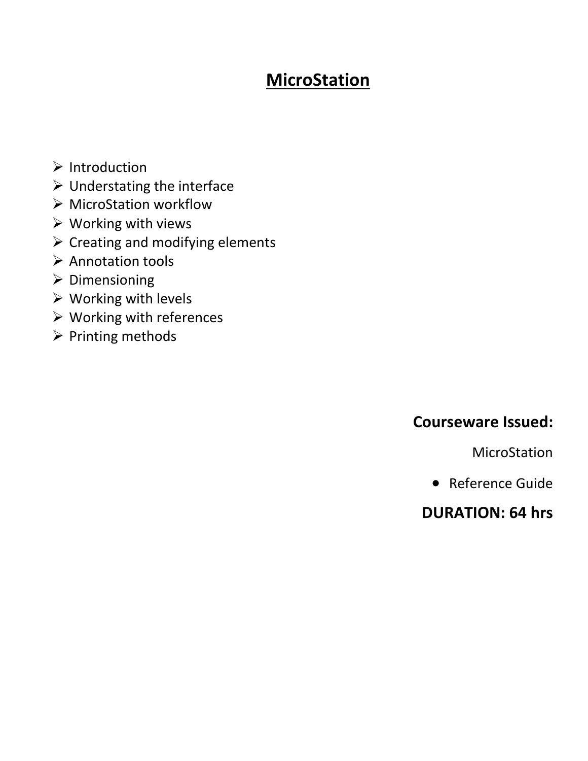# MicroStation

- Introduction
- Understating the interface
- MicroStation workflow
- Working with views
- Creating and modifying elements
- Annotation tools
- Dimensioning
- Working with levels
- Working with references
- Printing methods

**Courseware Issued:**

MicroStation

- Reference Guide

**DURATION: 64 hrs**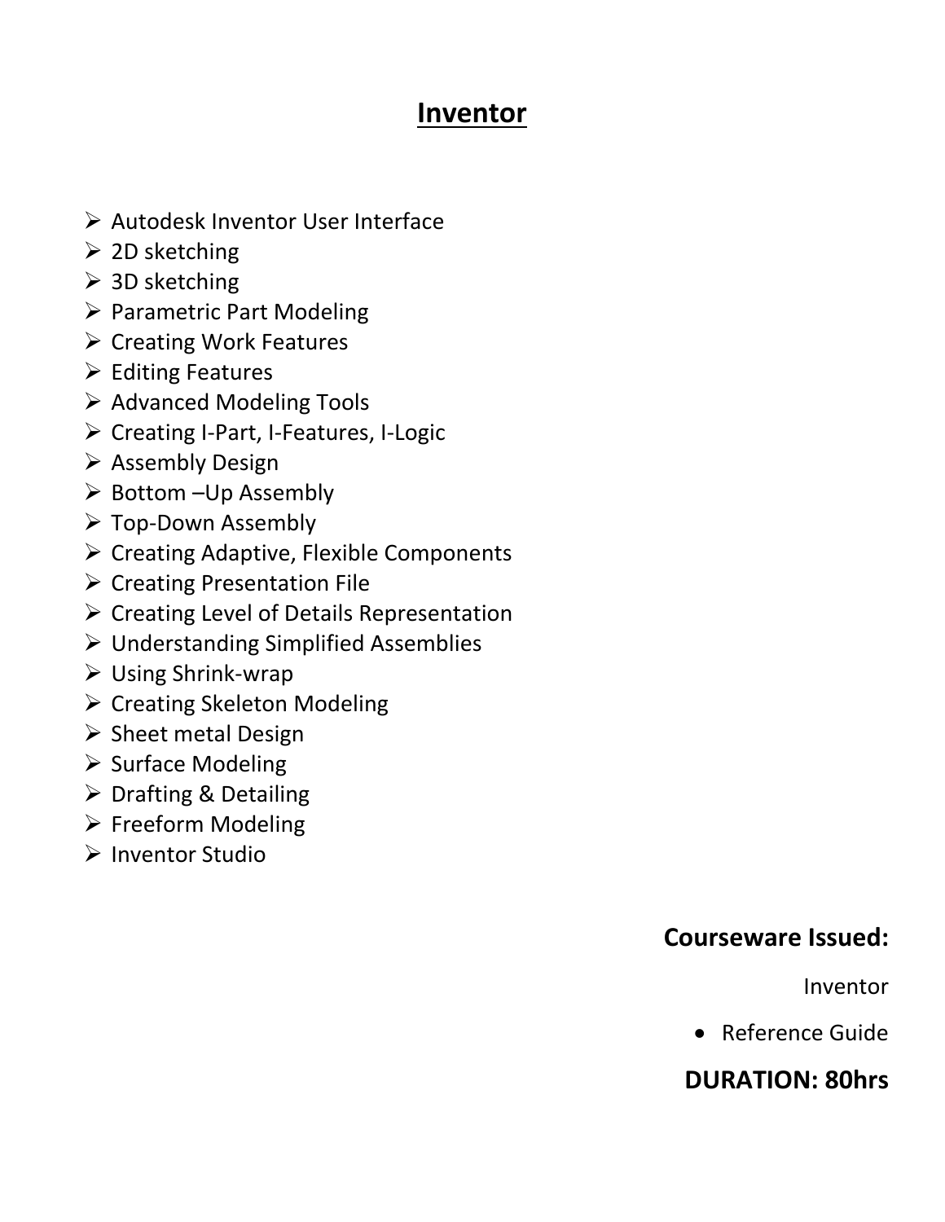# Inventor

- Autodesk Inventor User Interface
- 2D sketching
- 3D sketching
- Parametric Part Modeling
- Creating Work Features
- Editing Features
- Advanced Modeling Tools
- Creating I-Part, I-Features, I-Logic
- Assembly Design
- Bottom –Up Assembly
- Top-Down Assembly
- Creating Adaptive, Flexible Components
- Creating Presentation File
- Creating Level of Details Representation
- Understanding Simplified Assemblies
- Using Shrink-wrap
- Creating Skeleton Modeling
- Sheet metal Design
- Surface Modeling
- Drafting & Detailing
- Freeform Modeling
- Inventor Studio

**Courseware Issued:**

Inventor

- Reference Guide

**DURATION: 80hrs**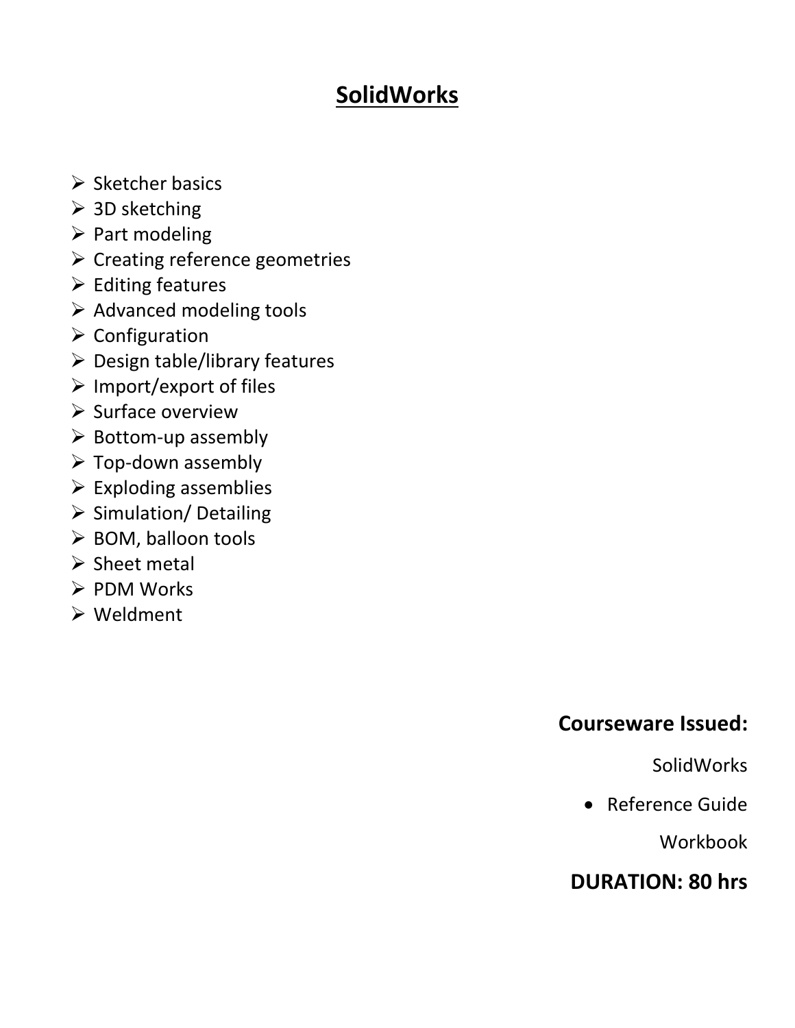# SolidWorks

- Sketcher basics
- 3D sketching
- Part modeling
- Creating reference geometries
- Editing features
- Advanced modeling tools
- Configuration
- Design table/library features
- Import/export of files
- Surface overview
- Bottom-up assembly
- Top-down assembly
- Exploding assemblies
- Simulation/ Detailing
- BOM, balloon tools
- Sheet metal
- PDM Works
- Weldment

**Courseware Issued:**

SolidWorks

- Reference Guide

Workbook

**DURATION: 80 hrs**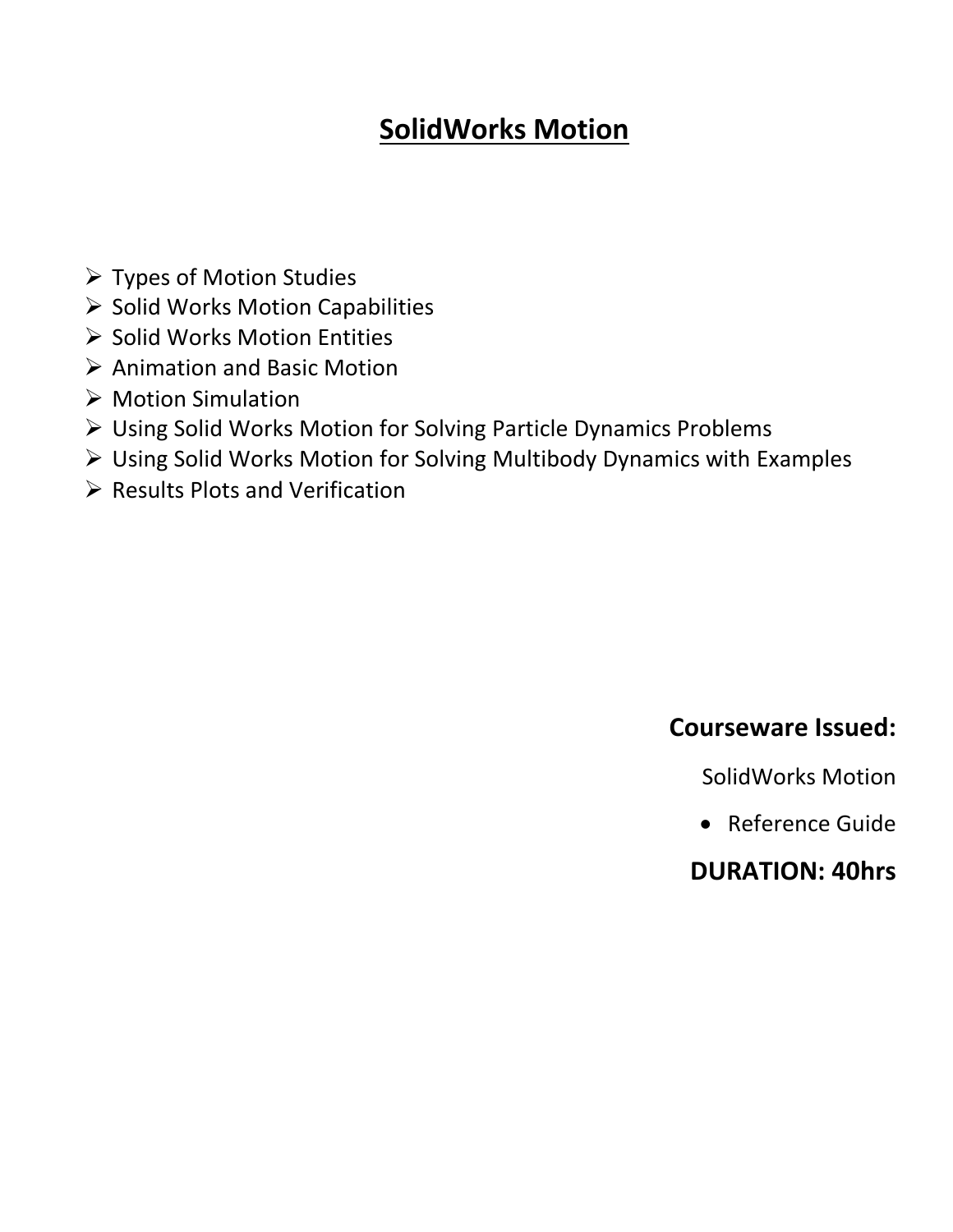# SolidWorks Motion

- Types of Motion Studies
- Solid Works Motion Capabilities
- Solid Works Motion Entities
- Animation and Basic Motion
- Motion Simulation
- Using Solid Works Motion for Solving Particle Dynamics Problems
- Using Solid Works Motion for Solving Multibody Dynamics with Examples
- Results Plots and Verification

## Courseware Issued:

SolidWorks Motion

- Reference Guide

## DURATION: 40hrs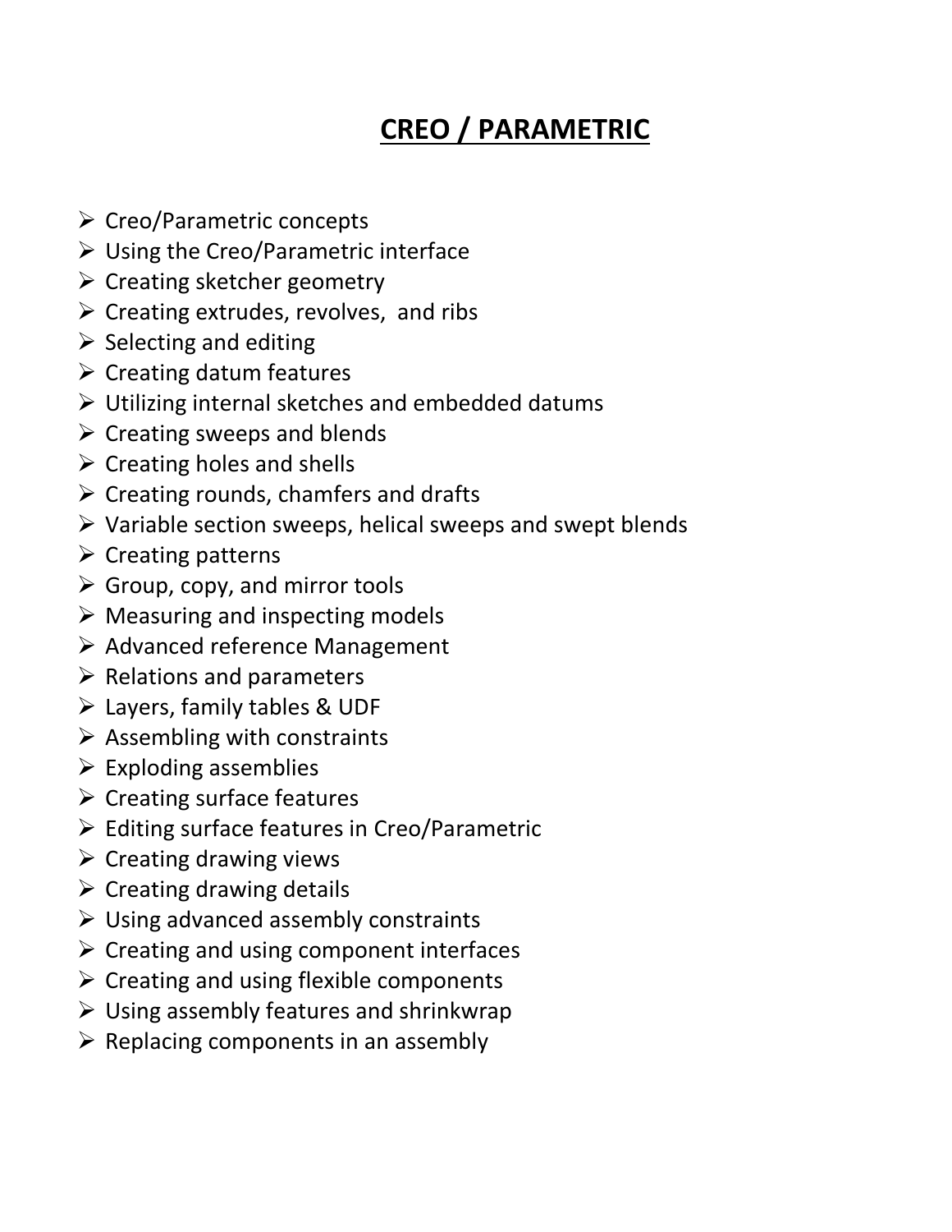# CREO / PARAMETRIC

- Creo/Parametric concepts
- Using the Creo/Parametric interface
- Creating sketcher geometry
- Creating extrudes, revolves, and ribs
- Selecting and editing
- Creating datum features
- Utilizing internal sketches and embedded datums
- Creating sweeps and blends
- Creating holes and shells
- Creating rounds, chamfers and drafts
- Variable section sweeps, helical sweeps and swept blends
- Creating patterns
- Group, copy, and mirror tools
- Measuring and inspecting models
- Advanced reference Management
- Relations and parameters
- Layers, family tables & UDF
- Assembling with constraints
- Exploding assemblies
- Creating surface features
- Editing surface features in Creo/Parametric
- Creating drawing views
- Creating drawing details
- Using advanced assembly constraints
- Creating and using component interfaces
- Creating and using flexible components
- Using assembly features and shrinkwrap
- Replacing components in an assembly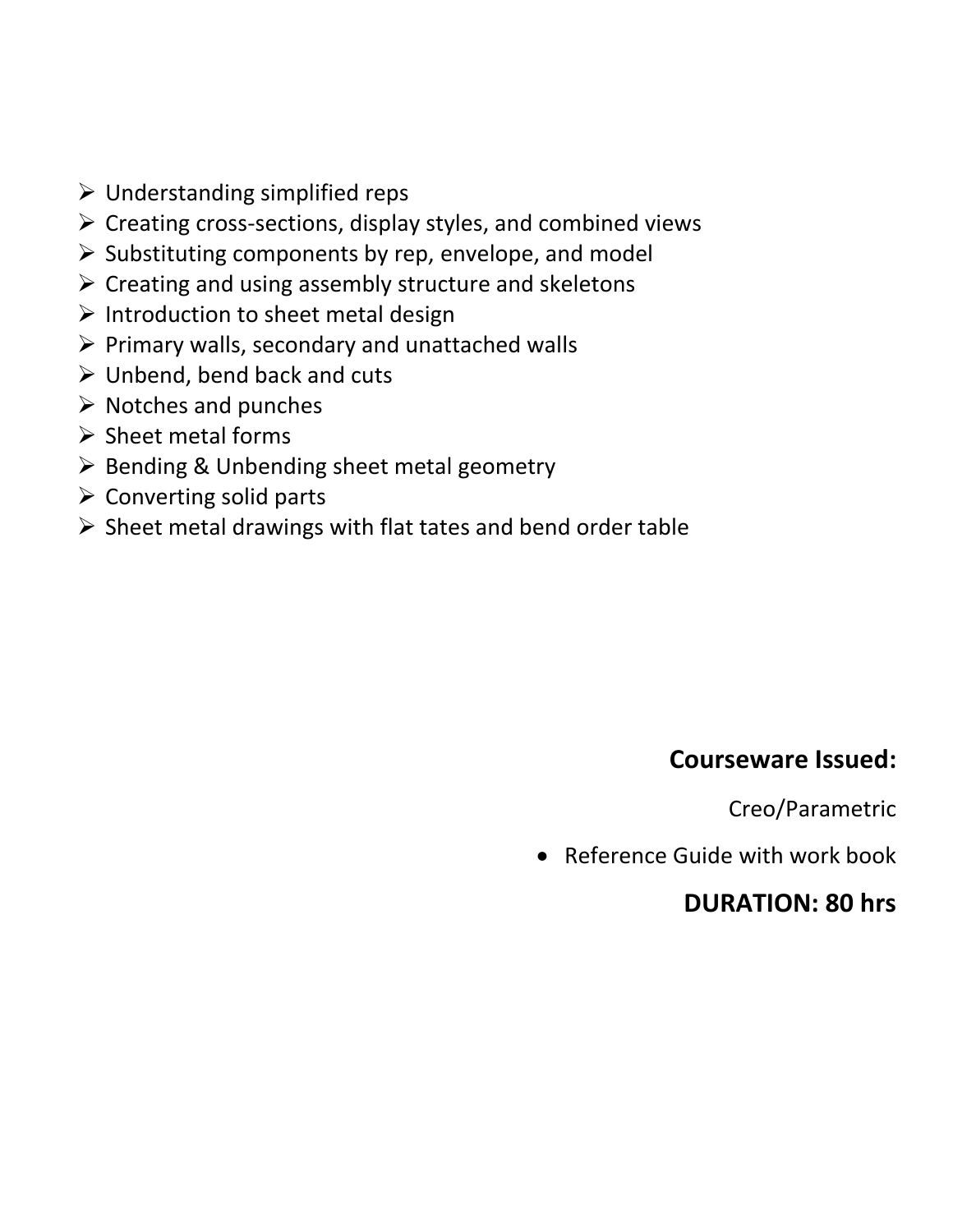- Understanding simplified reps
- Creating cross-sections, display styles, and combined views
- Substituting components by rep, envelope, and model
- Creating and using assembly structure and skeletons
- Introduction to sheet metal design
- Primary walls, secondary and unattached walls
- Unbend, bend back and cuts
- Notches and punches
- Sheet metal forms
- Bending & Unbending sheet metal geometry
- Converting solid parts
- Sheet metal drawings with flat tates and bend order table

**Courseware Issued:**

Creo/Parametric

- Reference Guide with work book

**DURATION: 80 hrs**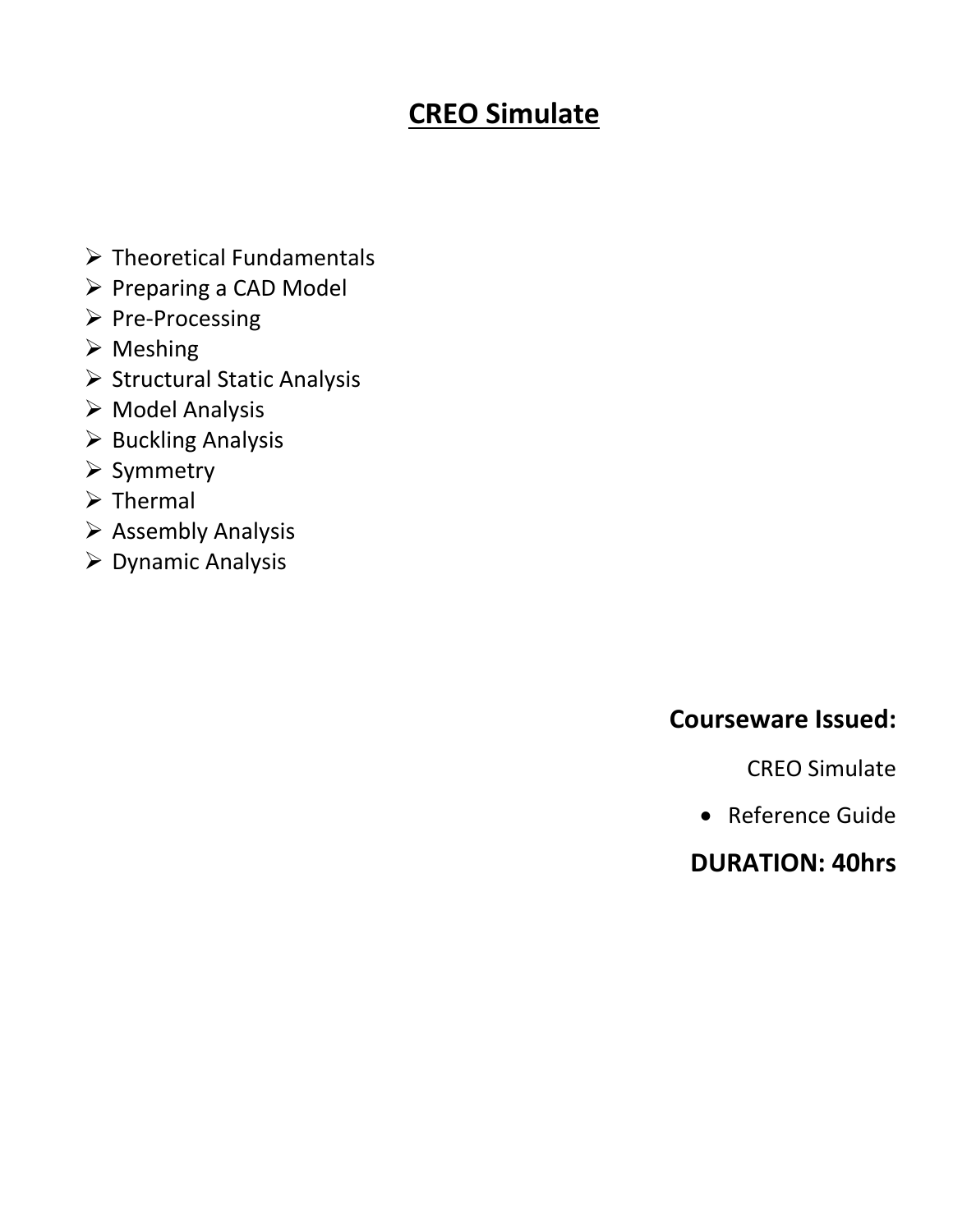# CREO Simulate

- Theoretical Fundamentals
- Preparing a CAD Model
- Pre-Processing
- Meshing
- Structural Static Analysis
- Model Analysis
- Buckling Analysis
- Symmetry
- Thermal
- Assembly Analysis
- Dynamic Analysis

**Courseware Issued:**

CREO Simulate

- Reference Guide

**DURATION: 40hrs**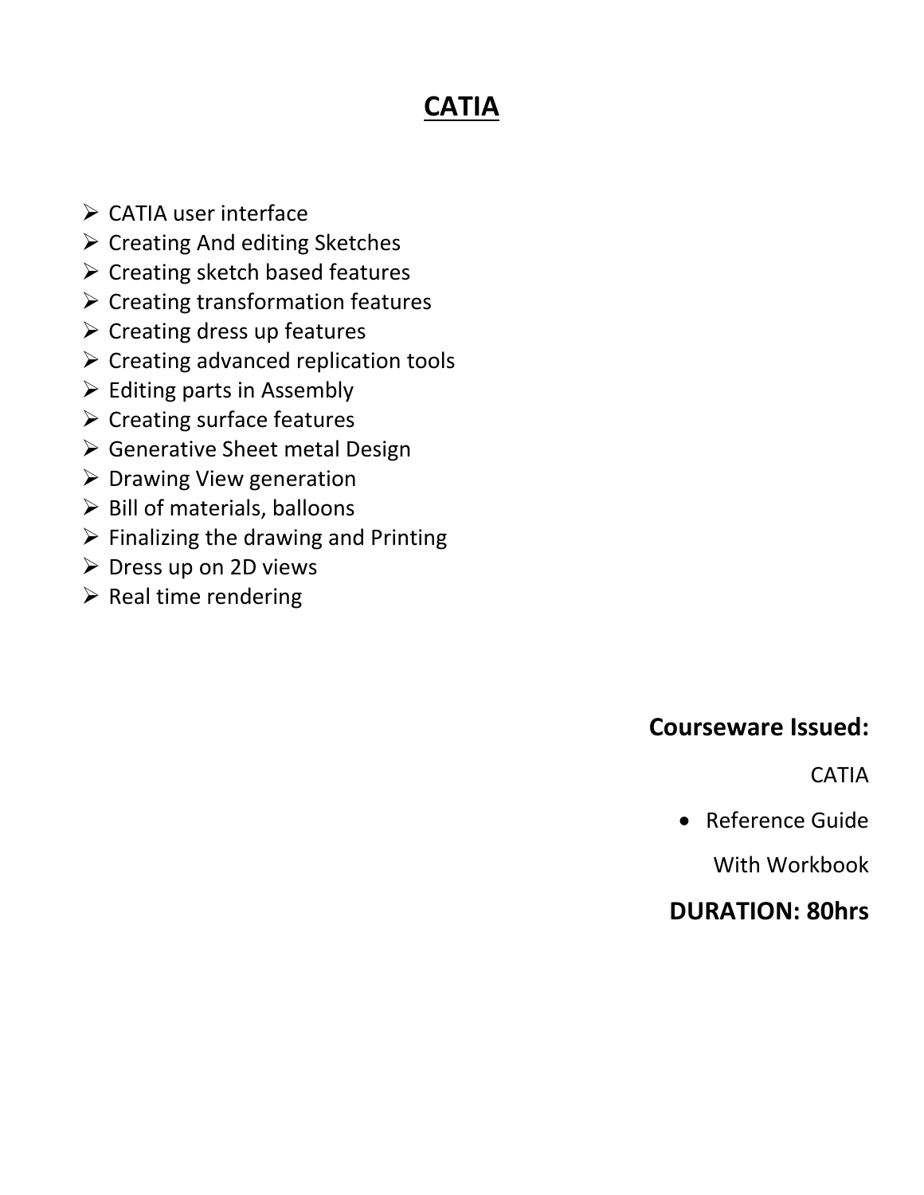# CATIA

- CATIA user interface
- Creating And editing Sketches
- Creating sketch based features
- Creating transformation features
- Creating dress up features
- Creating advanced replication tools
- Editing parts in Assembly
- Creating surface features
- Generative Sheet metal Design
- Drawing View generation
- Bill of materials, balloons
- Finalizing the drawing and Printing
- Dress up on 2D views
- Real time rendering

**Courseware Issued:**

CATIA

- Reference Guide

  With Workbook

**DURATION: 80hrs**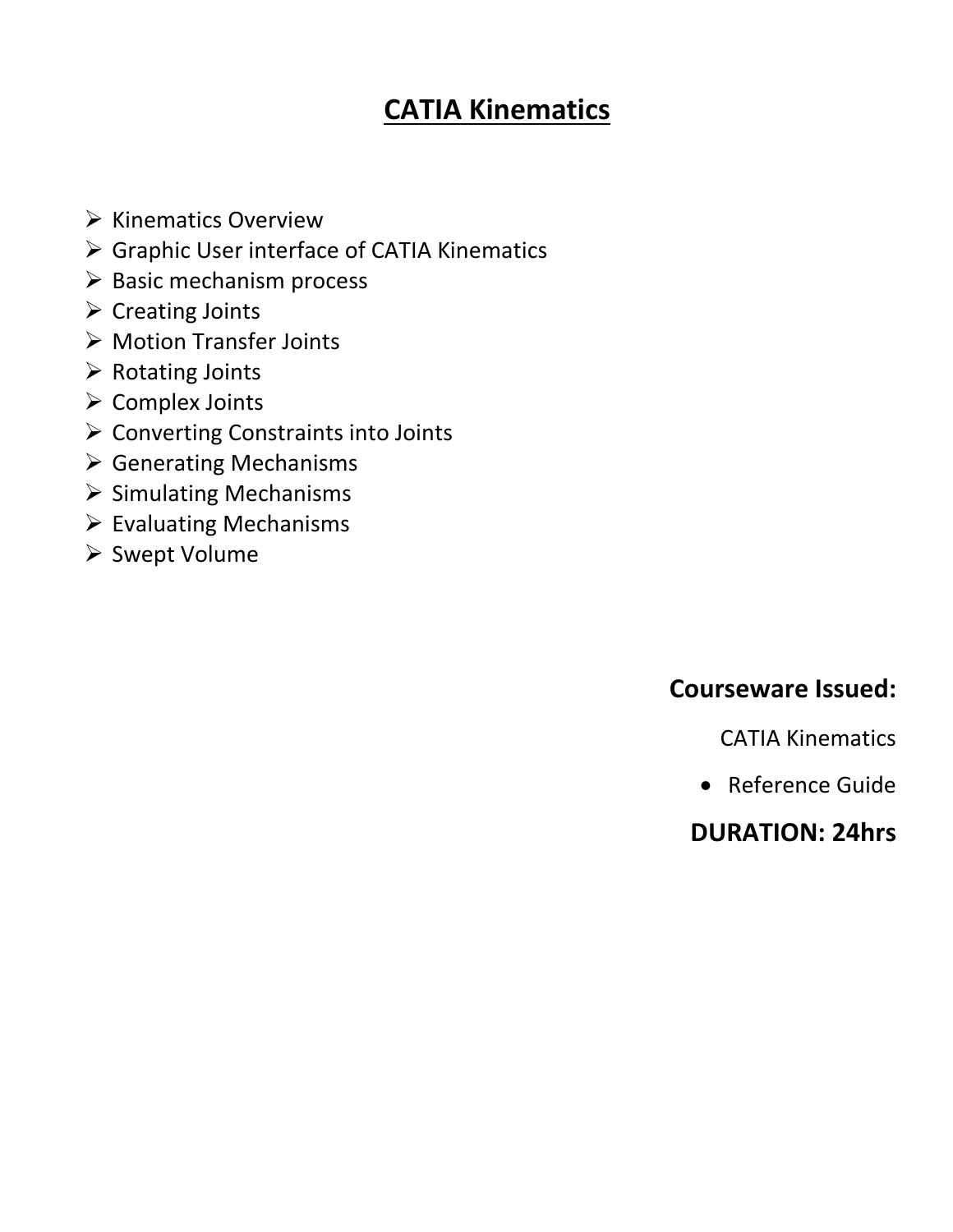# CATIA Kinematics

- Kinematics Overview
- Graphic User interface of CATIA Kinematics
- Basic mechanism process
- Creating Joints
- Motion Transfer Joints
- Rotating Joints
- Complex Joints
- Converting Constraints into Joints
- Generating Mechanisms
- Simulating Mechanisms
- Evaluating Mechanisms
- Swept Volume

**Courseware Issued:**

CATIA Kinematics

- Reference Guide

**DURATION: 24hrs**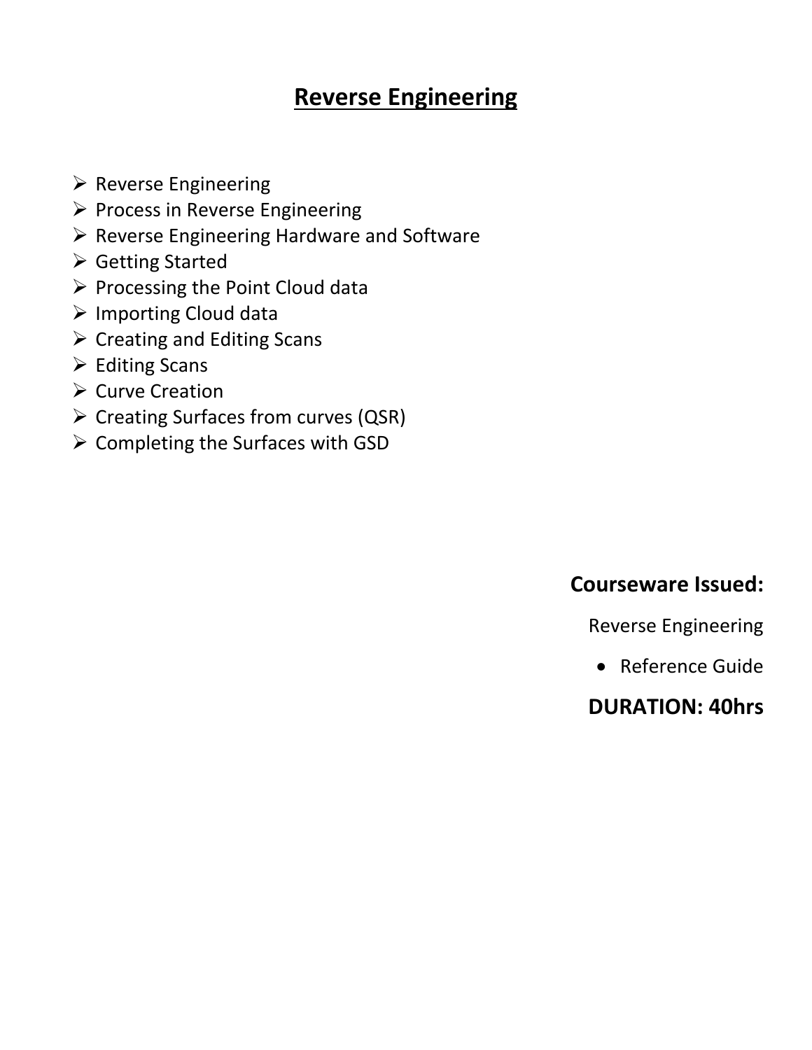# Reverse Engineering

- Reverse Engineering
- Process in Reverse Engineering
- Reverse Engineering Hardware and Software
- Getting Started
- Processing the Point Cloud data
- Importing Cloud data
- Creating and Editing Scans
- Editing Scans
- Curve Creation
- Creating Surfaces from curves (QSR)
- Completing the Surfaces with GSD

**Courseware Issued:**

Reverse Engineering

- Reference Guide

**DURATION: 40hrs**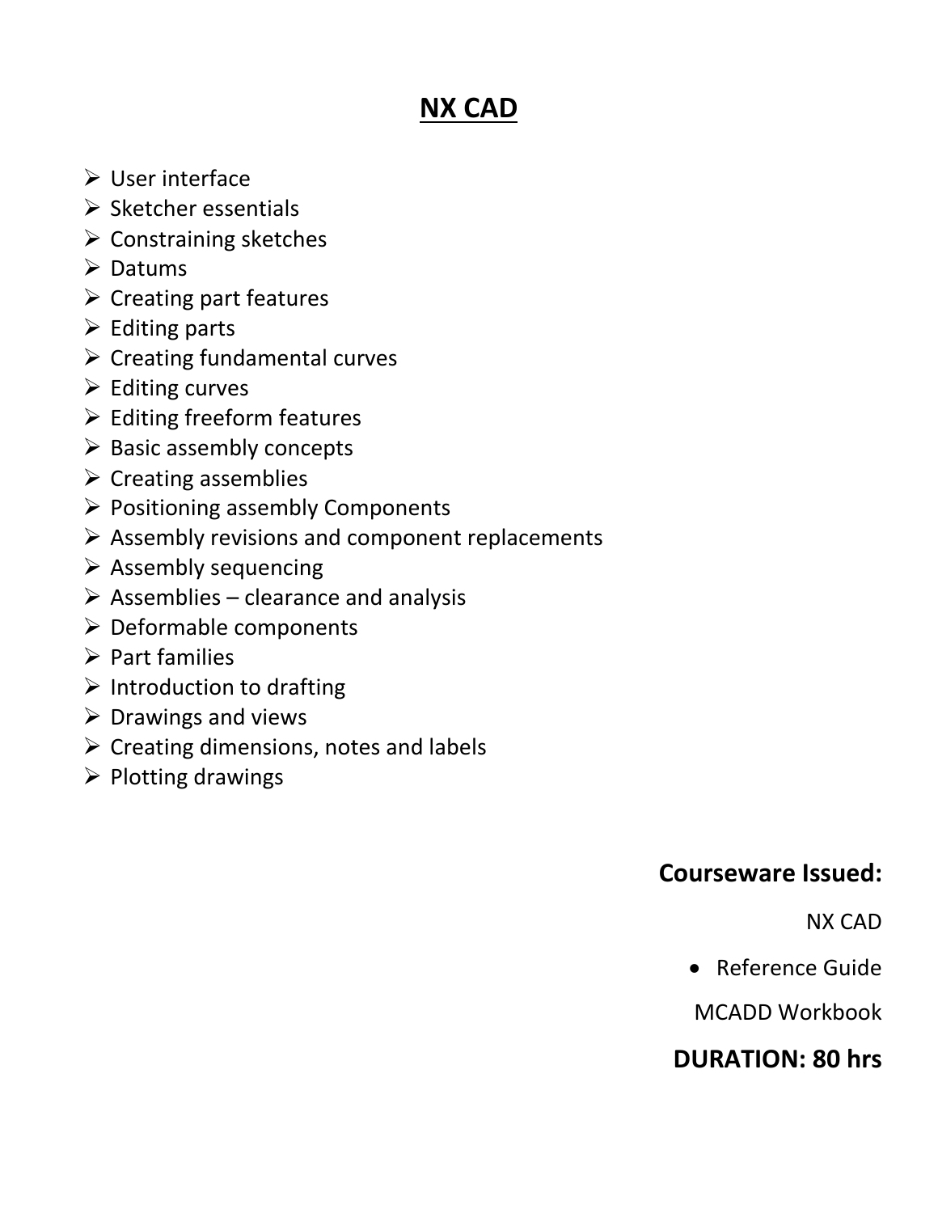# NX CAD

- User interface
- Sketcher essentials
- Constraining sketches
- Datums
- Creating part features
- Editing parts
- Creating fundamental curves
- Editing curves
- Editing freeform features
- Basic assembly concepts
- Creating assemblies
- Positioning assembly Components
- Assembly revisions and component replacements
- Assembly sequencing
- Assemblies – clearance and analysis
- Deformable components
- Part families
- Introduction to drafting
- Drawings and views
- Creating dimensions, notes and labels
- Plotting drawings

**Courseware Issued:**

NX CAD

- Reference Guide

MCADD Workbook

**DURATION: 80 hrs**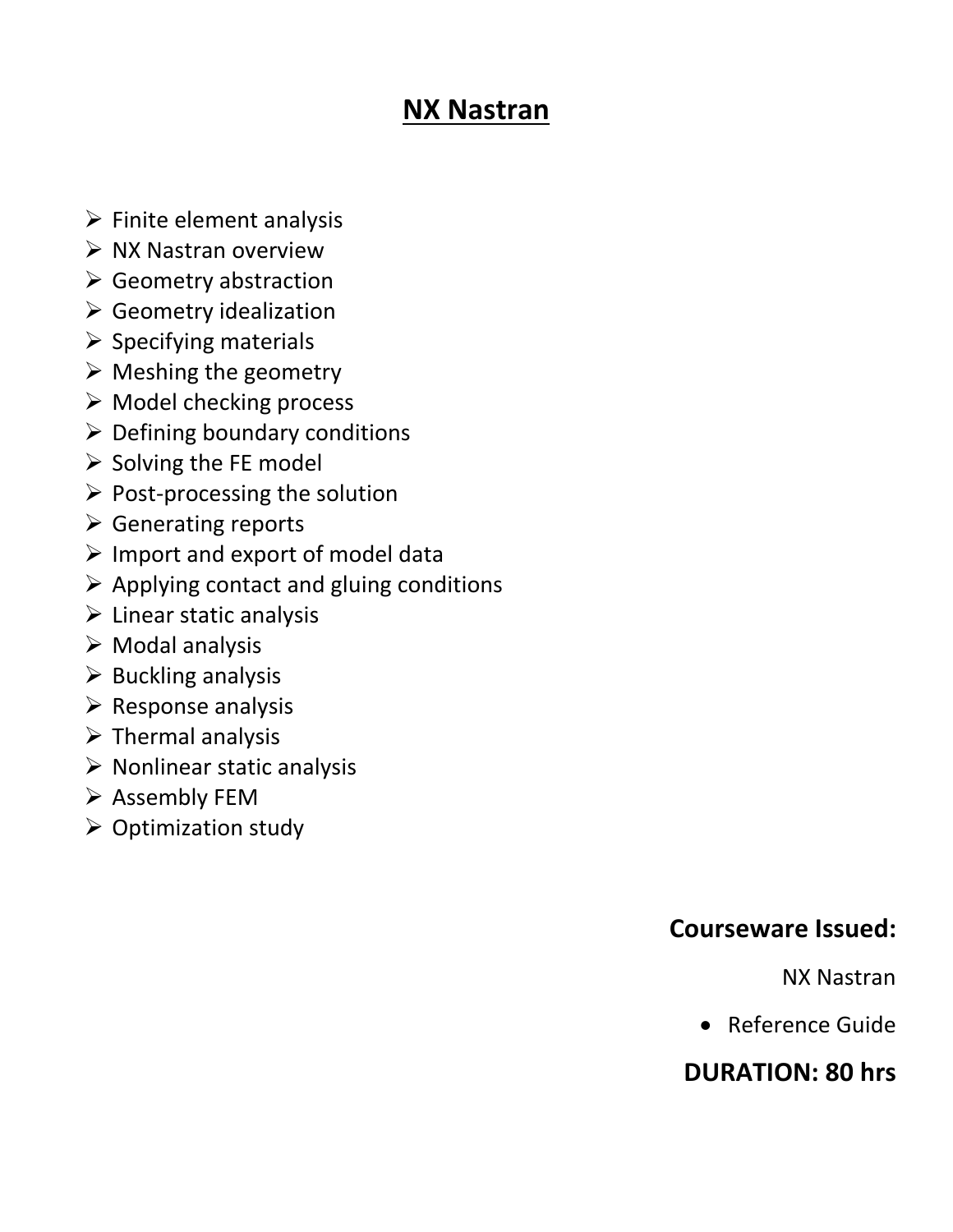# NX Nastran

- Finite element analysis
- NX Nastran overview
- Geometry abstraction
- Geometry idealization
- Specifying materials
- Meshing the geometry
- Model checking process
- Defining boundary conditions
- Solving the FE model
- Post-processing the solution
- Generating reports
- Import and export of model data
- Applying contact and gluing conditions
- Linear static analysis
- Modal analysis
- Buckling analysis
- Response analysis
- Thermal analysis
- Nonlinear static analysis
- Assembly FEM
- Optimization study

**Courseware Issued:**

NX Nastran

- Reference Guide

**DURATION: 80 hrs**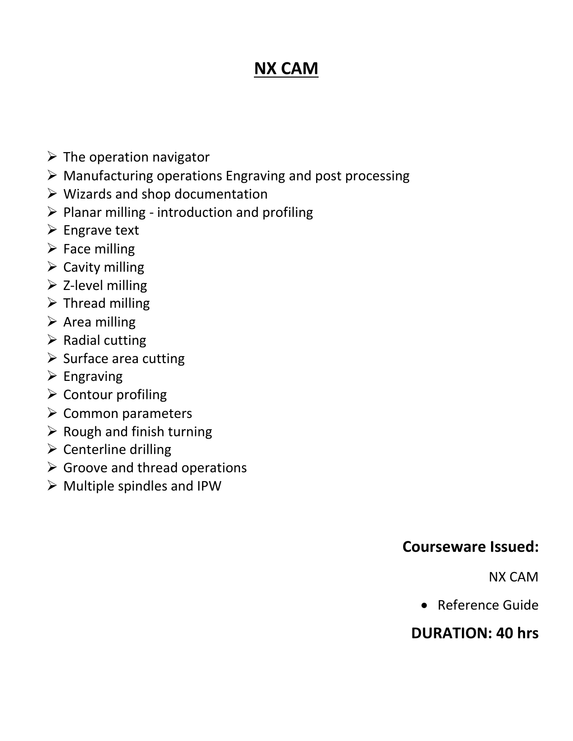# NX CAM

- The operation navigator
- Manufacturing operations Engraving and post processing
- Wizards and shop documentation
- Planar milling - introduction and profiling
- Engrave text
- Face milling
- Cavity milling
- Z-level milling
- Thread milling
- Area milling
- Radial cutting
- Surface area cutting
- Engraving
- Contour profiling
- Common parameters
- Rough and finish turning
- Centerline drilling
- Groove and thread operations
- Multiple spindles and IPW

**Courseware Issued:**

NX CAM

- Reference Guide

**DURATION: 40 hrs**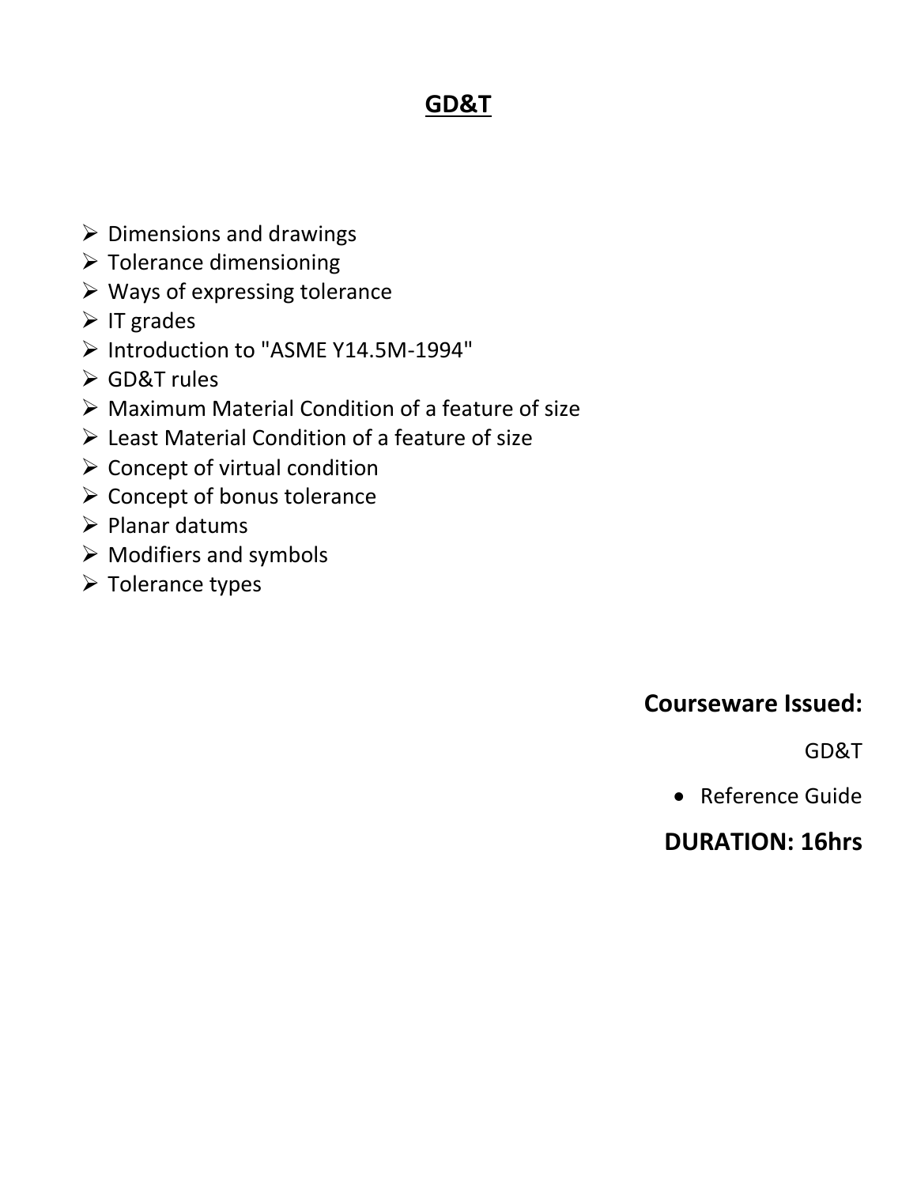# GD&T

- Dimensions and drawings
- Tolerance dimensioning
- Ways of expressing tolerance
- IT grades
- Introduction to "ASME Y14.5M-1994"
- GD&T rules
- Maximum Material Condition of a feature of size
- Least Material Condition of a feature of size
- Concept of virtual condition
- Concept of bonus tolerance
- Planar datums
- Modifiers and symbols
- Tolerance types

**Courseware Issued:**

GD&T

- Reference Guide

**DURATION: 16hrs**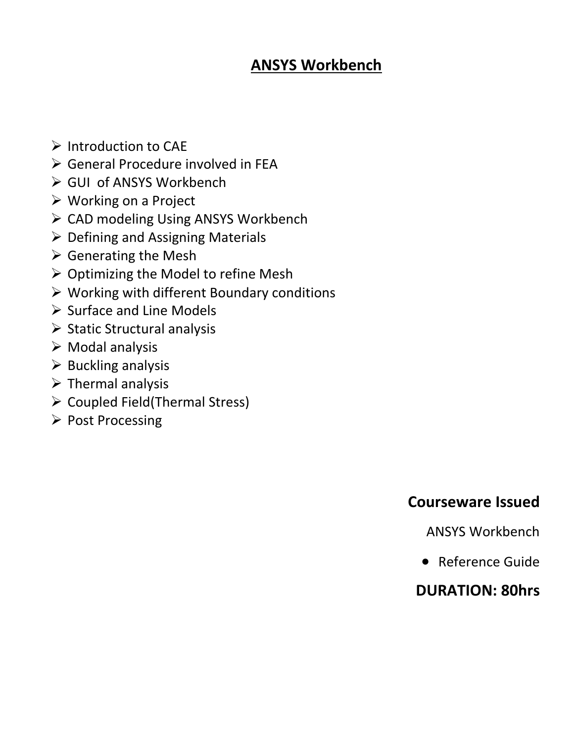# ANSYS Workbench

- Introduction to CAE
- General Procedure involved in FEA
- GUI of ANSYS Workbench
- Working on a Project
- CAD modeling Using ANSYS Workbench
- Defining and Assigning Materials
- Generating the Mesh
- Optimizing the Model to refine Mesh
- Working with different Boundary conditions
- Surface and Line Models
- Static Structural analysis
- Modal analysis
- Buckling analysis
- Thermal analysis
- Coupled Field(Thermal Stress)
- Post Processing

## Courseware Issued

ANSYS Workbench

- Reference Guide

## DURATION: 80hrs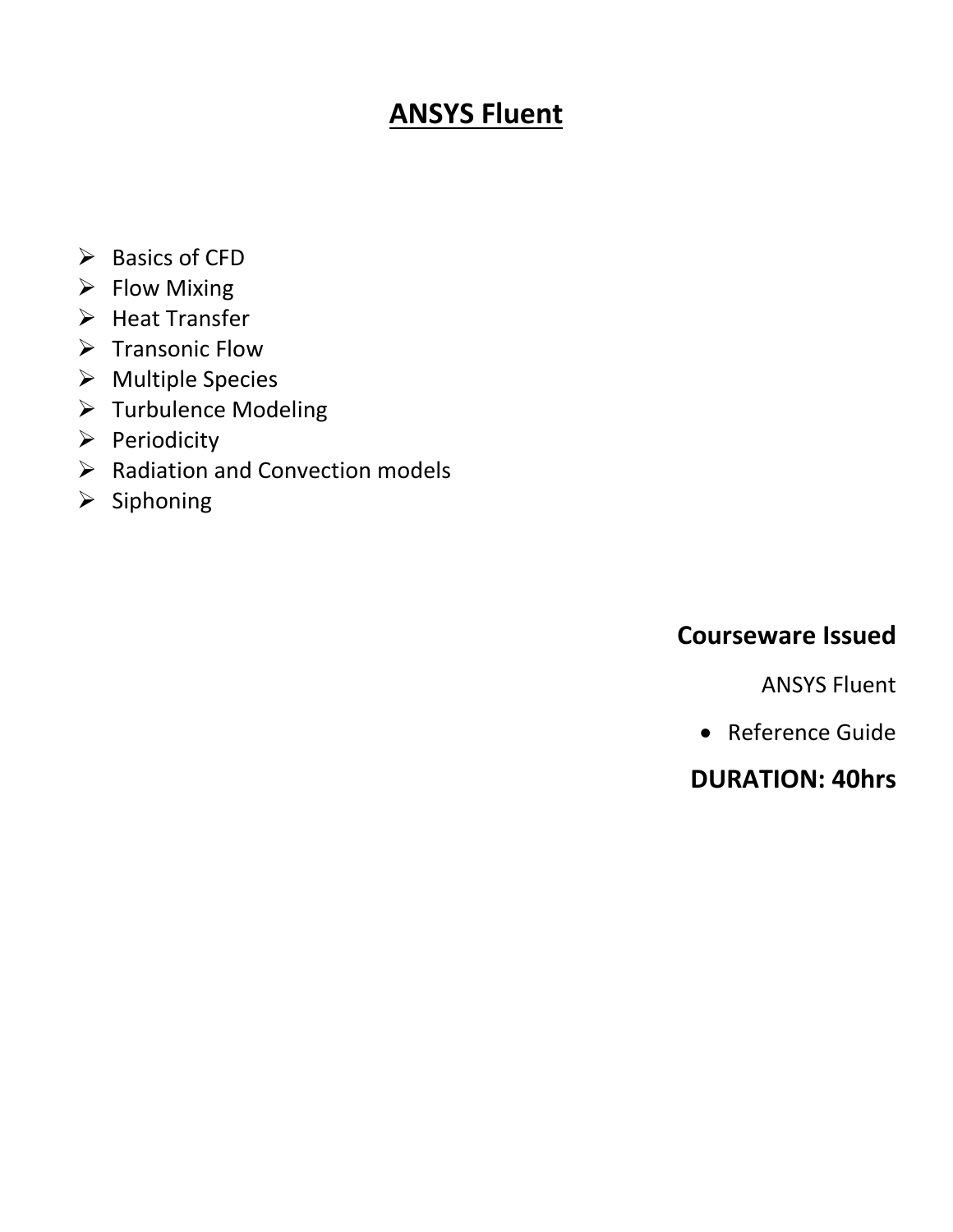# ANSYS Fluent

- Basics of CFD
- Flow Mixing
- Heat Transfer
- Transonic Flow
- Multiple Species
- Turbulence Modeling
- Periodicity
- Radiation and Convection models
- Siphoning

## Courseware Issued

ANSYS Fluent

- Reference Guide

## DURATION: 40hrs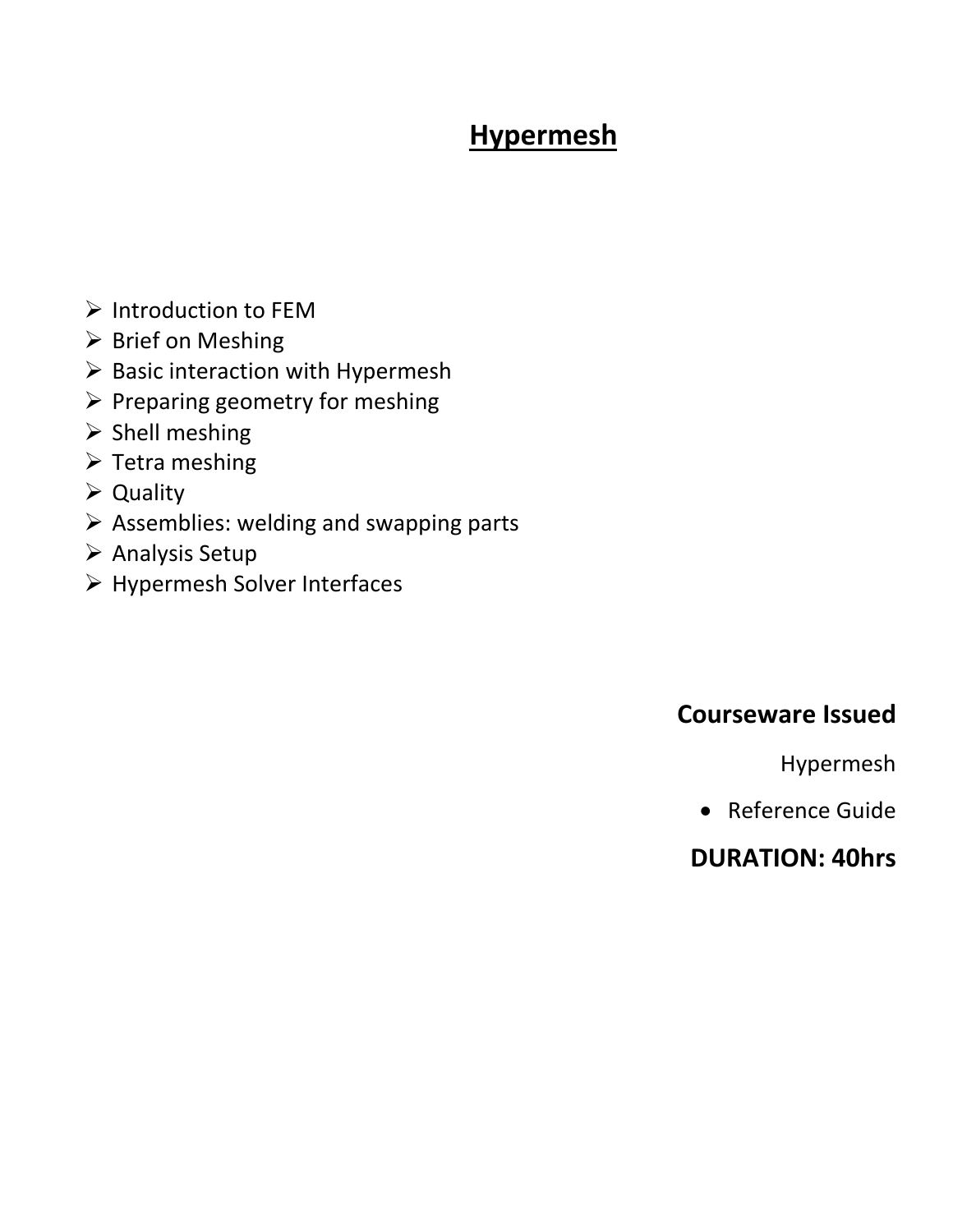# **Hypermesh**

- Introduction to FEM
- Brief on Meshing
- Basic interaction with Hypermesh
- Preparing geometry for meshing
- Shell meshing
- Tetra meshing
- Quality
- Assemblies: welding and swapping parts
- Analysis Setup
- Hypermesh Solver Interfaces

## **Courseware Issued**

Hypermesh

- Reference Guide

## **DURATION: 40hrs**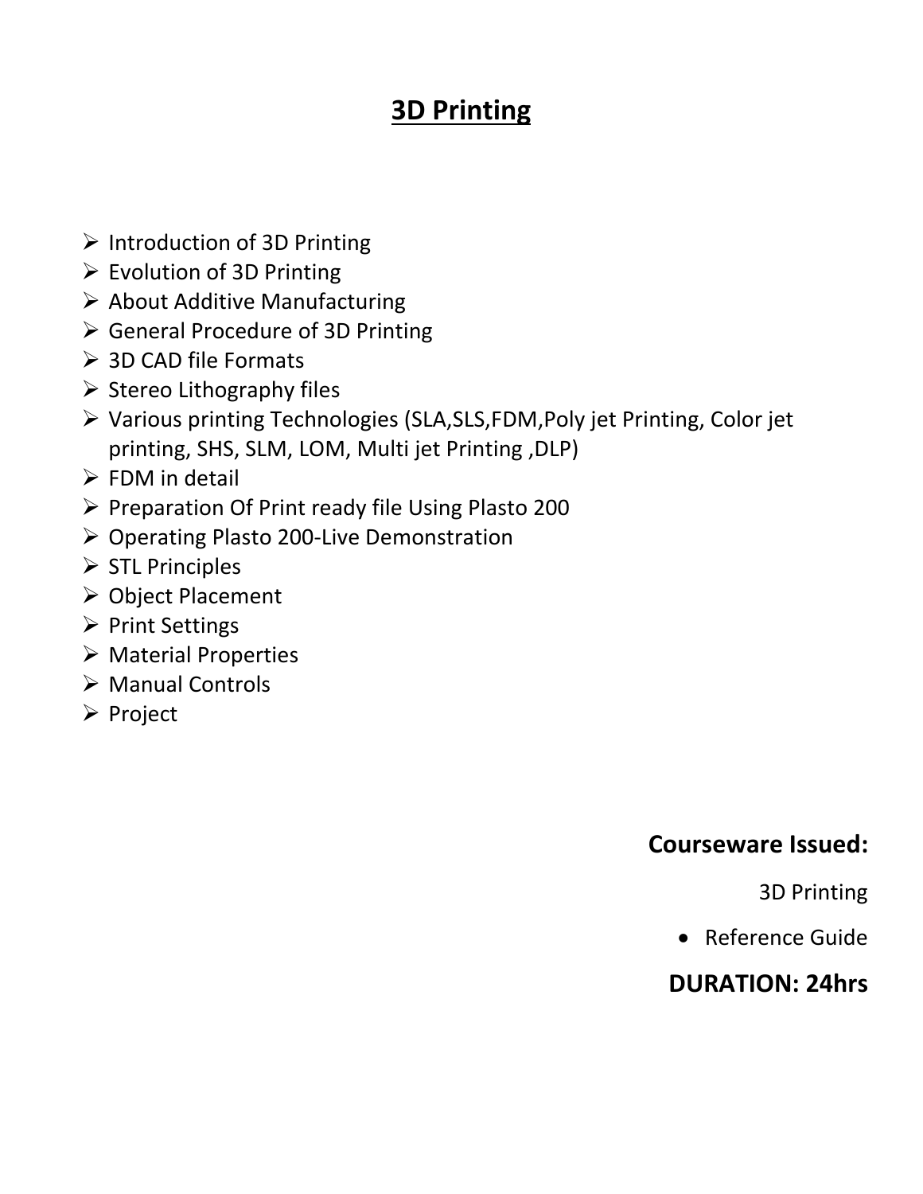# 3D Printing

- Introduction of 3D Printing
- Evolution of 3D Printing
- About Additive Manufacturing
- General Procedure of 3D Printing
- 3D CAD file Formats
- Stereo Lithography files
- Various printing Technologies (SLA,SLS,FDM,Poly jet Printing, Color jet printing, SHS, SLM, LOM, Multi jet Printing ,DLP)
- FDM in detail
- Preparation Of Print ready file Using Plasto 200
- Operating Plasto 200-Live Demonstration
- STL Principles
- Object Placement
- Print Settings
- Material Properties
- Manual Controls
- Project

**Courseware Issued:**

3D Printing

- Reference Guide

**DURATION: 24hrs**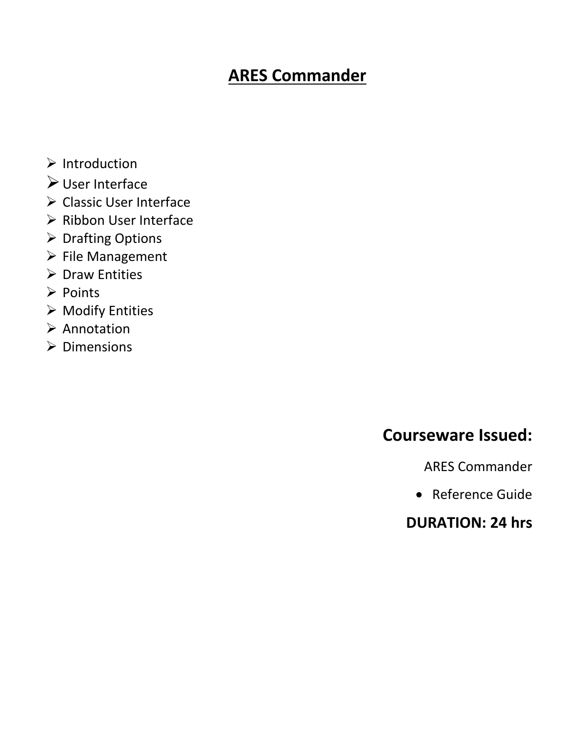# ARES Commander

- Introduction
- User Interface
- Classic User Interface
- Ribbon User Interface
- Drafting Options
- File Management
- Draw Entities
- Points
- Modify Entities
- Annotation
- Dimensions

## Courseware Issued:

ARES Commander

- Reference Guide

**DURATION: 24 hrs**